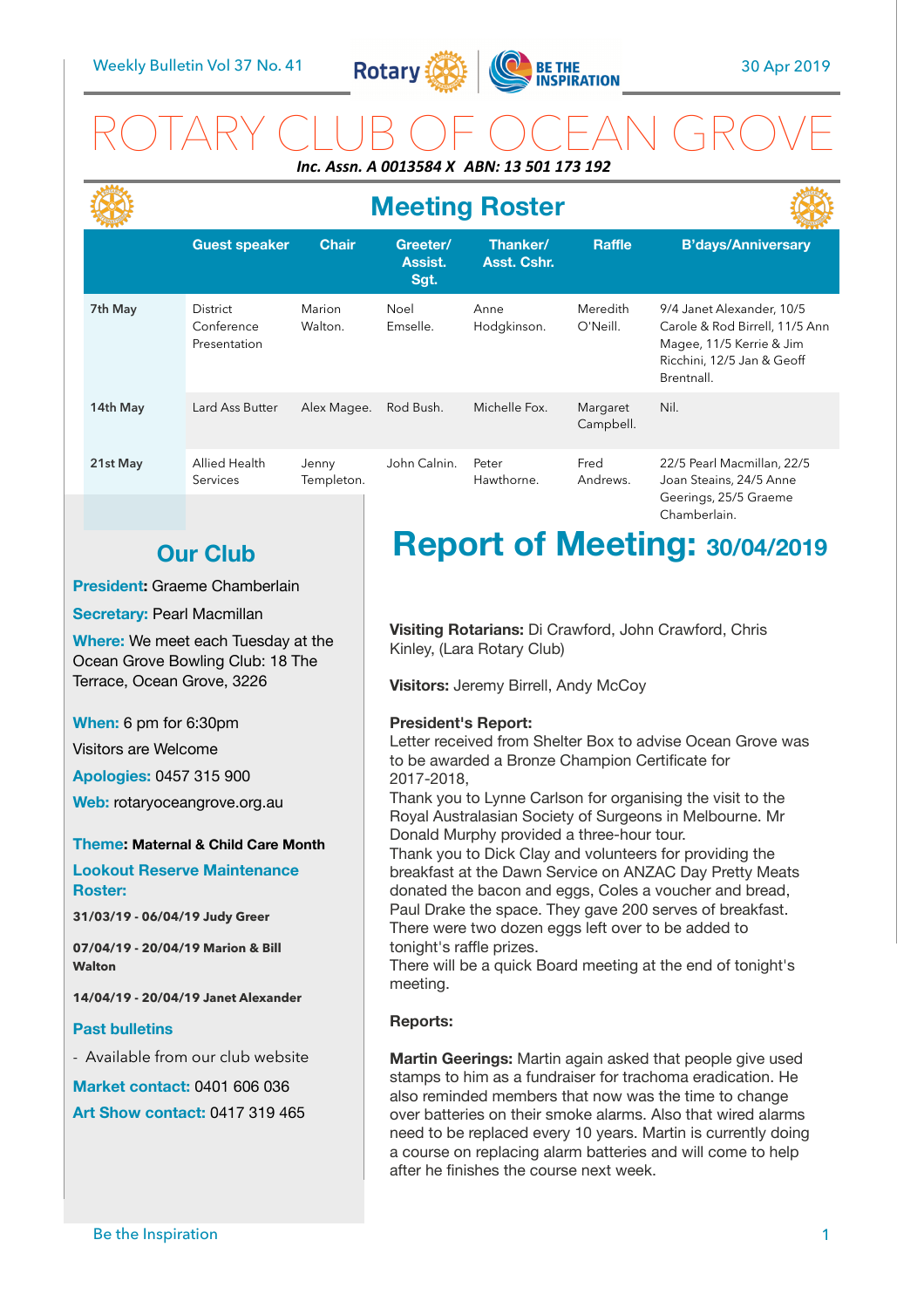Weekly Bulletin Vol 37 No. 41

30 Apr 2019

# ROTARY CLUB OF OCEAN GROVE

***Inc. Assn. A 0013584 X ABN: 13 501 173 192***

## Meeting Roster

| | Guest speaker | Chair | Greeter/ Assist. Sgt. | Thanker/ Asst. Cshr. | Raffle | B'days/Anniversary |
|---|---|---|---|---|---|---|
| 7th May | District Conference Presentation | Marion Walton. | Noel Emselle. | Anne Hodgkinson. | Meredith O'Neill. | 9/4 Janet Alexander, 10/5 Carole & Rod Birrell, 11/5 Ann Magee, 11/5 Kerrie & Jim Ricchini, 12/5 Jan & Geoff Brentnall. |
| 14th May | Lard Ass Butter | Alex Magee. | Rod Bush. | Michelle Fox. | Margaret Campbell. | Nil. |
| 21st May | Allied Health Services | Jenny Templeton. | John Calnin. | Peter Hawthorne. | Fred Andrews. | 22/5 Pearl Macmillan, 22/5 Joan Steains, 24/5 Anne Geerings, 25/5 Graeme Chamberlain. |

## Our Club

**President:** Graeme Chamberlain

**Secretary:** Pearl Macmillan

**Where:** We meet each Tuesday at the Ocean Grove Bowling Club: 18 The Terrace, Ocean Grove, 3226

**When:** 6 pm for 6:30pm

Visitors are Welcome

**Apologies:** 0457 315 900

**Web:** rotaryoceangrove.org.au

**Theme: Maternal & Child Care Month**

**Lookout Reserve Maintenance Roster:**

**31/03/19 - 06/04/19 Judy Greer**

**07/04/19 - 20/04/19 Marion & Bill Walton**

**14/04/19 - 20/04/19 Janet Alexander**

**Past bulletins**

- Available from our club website

**Market contact:** 0401 606 036

**Art Show contact:** 0417 319 465

## Report of Meeting: 30/04/2019

**Visiting Rotarians:** Di Crawford, John Crawford, Chris Kinley, (Lara Rotary Club)

**Visitors:** Jeremy Birrell, Andy McCoy

**President's Report:**
Letter received from Shelter Box to advise Ocean Grove was to be awarded a Bronze Champion Certificate for 2017-2018,
Thank you to Lynne Carlson for organising the visit to the Royal Australasian Society of Surgeons in Melbourne. Mr Donald Murphy provided a three-hour tour.
Thank you to Dick Clay and volunteers for providing the breakfast at the Dawn Service on ANZAC Day Pretty Meats donated the bacon and eggs, Coles a voucher and bread, Paul Drake the space. They gave 200 serves of breakfast. There were two dozen eggs left over to be added to tonight's raffle prizes.
There will be a quick Board meeting at the end of tonight's meeting.

**Reports:**

**Martin Geerings:** Martin again asked that people give used stamps to him as a fundraiser for trachoma eradication. He also reminded members that now was the time to change over batteries on their smoke alarms. Also that wired alarms need to be replaced every 10 years. Martin is currently doing a course on replacing alarm batteries and will come to help after he finishes the course next week.

Be the Inspiration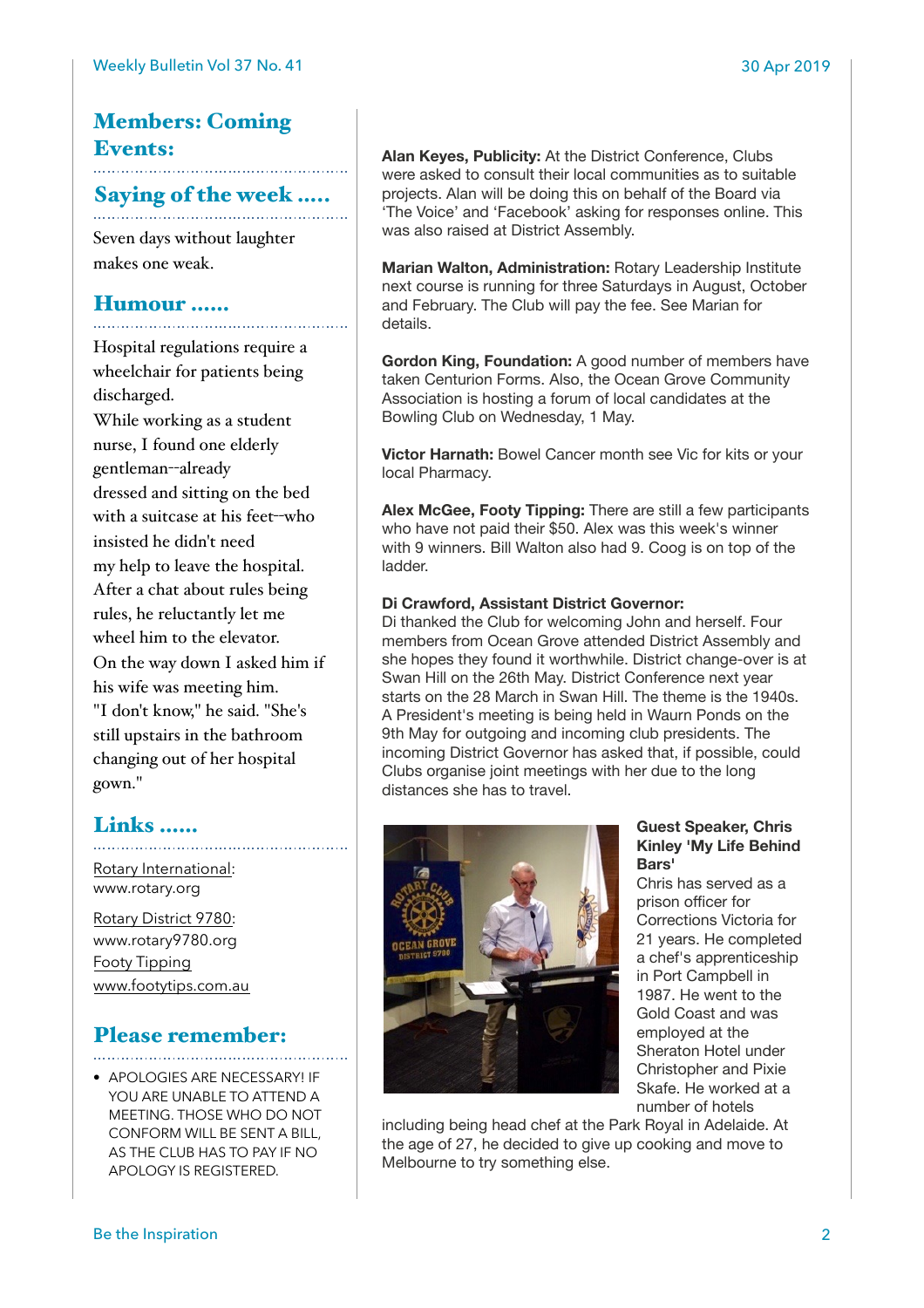## Members: Coming Events:

## Saying of the week .....

Seven days without laughter makes one weak.

## Humour ......

Hospital regulations require a wheelchair for patients being discharged.

While working as a student nurse, I found one elderly gentleman--already dressed and sitting on the bed with a suitcase at his feet--who insisted he didn't need my help to leave the hospital.

After a chat about rules being rules, he reluctantly let me wheel him to the elevator.

On the way down I asked him if his wife was meeting him.

"I don't know," he said. "She's still upstairs in the bathroom changing out of her hospital gown."

## Links ......

Rotary International: www.rotary.org

Rotary District 9780: www.rotary9780.org

Footy Tipping www.footytips.com.au

## Please remember:

- APOLOGIES ARE NECESSARY! IF YOU ARE UNABLE TO ATTEND A MEETING. THOSE WHO DO NOT CONFORM WILL BE SENT A BILL, AS THE CLUB HAS TO PAY IF NO APOLOGY IS REGISTERED.

**Alan Keyes, Publicity:** At the District Conference, Clubs were asked to consult their local communities as to suitable projects. Alan will be doing this on behalf of the Board via 'The Voice' and 'Facebook' asking for responses online. This was also raised at District Assembly.

**Marian Walton, Administration:** Rotary Leadership Institute next course is running for three Saturdays in August, October and February. The Club will pay the fee. See Marian for details.

**Gordon King, Foundation:** A good number of members have taken Centurion Forms. Also, the Ocean Grove Community Association is hosting a forum of local candidates at the Bowling Club on Wednesday, 1 May.

**Victor Harnath:** Bowel Cancer month see Vic for kits or your local Pharmacy.

**Alex McGee, Footy Tipping:** There are still a few participants who have not paid their $50. Alex was this week's winner with 9 winners. Bill Walton also had 9. Coog is on top of the ladder.

**Di Crawford, Assistant District Governor:**
Di thanked the Club for welcoming John and herself. Four members from Ocean Grove attended District Assembly and she hopes they found it worthwhile. District change-over is at Swan Hill on the 26th May. District Conference next year starts on the 28 March in Swan Hill. The theme is the 1940s. A President's meeting is being held in Waurn Ponds on the 9th May for outgoing and incoming club presidents. The incoming District Governor has asked that, if possible, could Clubs organise joint meetings with her due to the long distances she has to travel.

**Guest Speaker, Chris Kinley 'My Life Behind Bars'**
Chris has served as a prison officer for Corrections Victoria for 21 years. He completed a chef's apprenticeship in Port Campbell in 1987. He went to the Gold Coast and was employed at the Sheraton Hotel under Christopher and Pixie Skafe. He worked at a number of hotels including being head chef at the Park Royal in Adelaide. At the age of 27, he decided to give up cooking and move to Melbourne to try something else.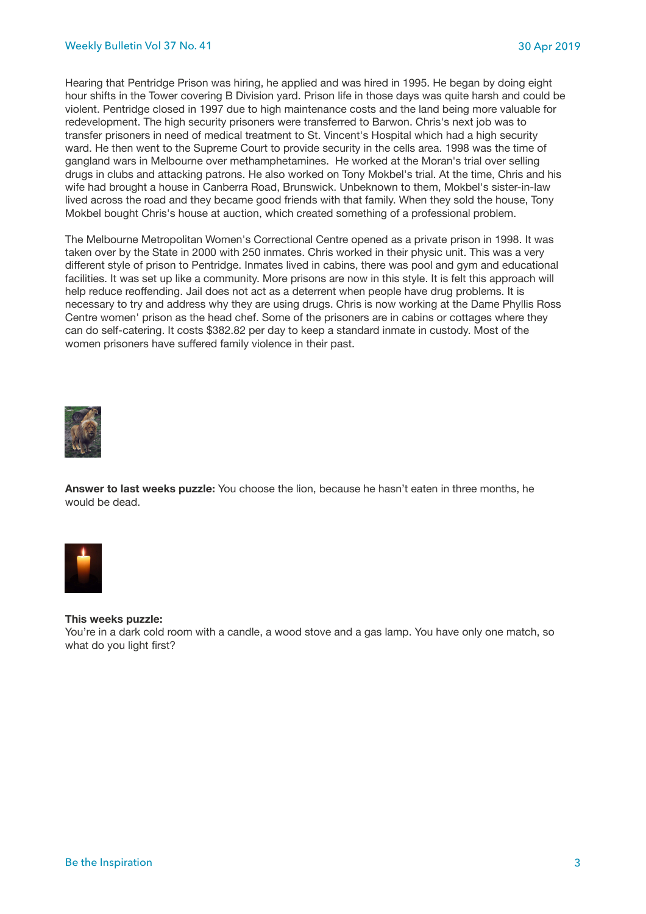Hearing that Pentridge Prison was hiring, he applied and was hired in 1995. He began by doing eight hour shifts in the Tower covering B Division yard. Prison life in those days was quite harsh and could be violent. Pentridge closed in 1997 due to high maintenance costs and the land being more valuable for redevelopment. The high security prisoners were transferred to Barwon. Chris's next job was to transfer prisoners in need of medical treatment to St. Vincent's Hospital which had a high security ward. He then went to the Supreme Court to provide security in the cells area. 1998 was the time of gangland wars in Melbourne over methamphetamines. He worked at the Moran's trial over selling drugs in clubs and attacking patrons. He also worked on Tony Mokbel's trial. At the time, Chris and his wife had brought a house in Canberra Road, Brunswick. Unbeknown to them, Mokbel's sister-in-law lived across the road and they became good friends with that family. When they sold the house, Tony Mokbel bought Chris's house at auction, which created something of a professional problem.

The Melbourne Metropolitan Women's Correctional Centre opened as a private prison in 1998. It was taken over by the State in 2000 with 250 inmates. Chris worked in their physic unit. This was a very different style of prison to Pentridge. Inmates lived in cabins, there was pool and gym and educational facilities. It was set up like a community. More prisons are now in this style. It is felt this approach will help reduce reoffending. Jail does not act as a deterrent when people have drug problems. It is necessary to try and address why they are using drugs. Chris is now working at the Dame Phyllis Ross Centre women' prison as the head chef. Some of the prisoners are in cabins or cottages where they can do self-catering. It costs $382.82 per day to keep a standard inmate in custody. Most of the women prisoners have suffered family violence in their past.

**Answer to last weeks puzzle:** You choose the lion, because he hasn't eaten in three months, he would be dead.

**This weeks puzzle:**
You're in a dark cold room with a candle, a wood stove and a gas lamp. You have only one match, so what do you light first?